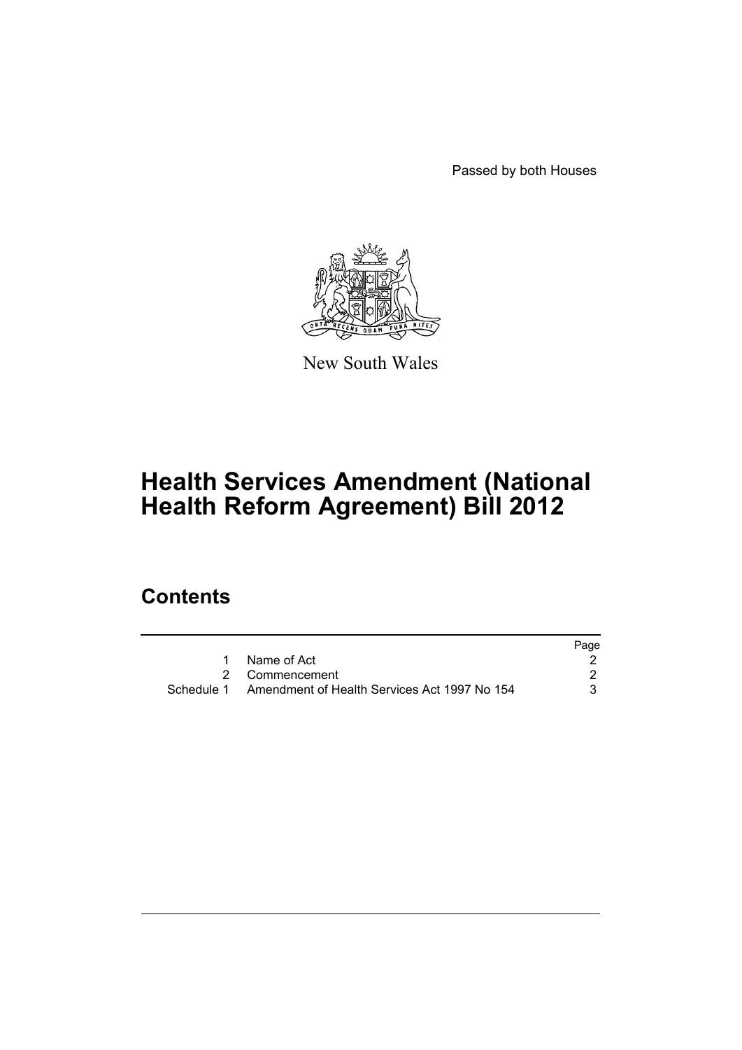Passed by both Houses

New South Wales

# Health Services Amendment (National Health Reform Agreement) Bill 2012

## Contents

| | | Page |
|---|---|---|
| 1 | Name of Act | 2 |
| 2 | Commencement | 2 |
| Schedule 1 | Amendment of Health Services Act 1997 No 154 | 3 |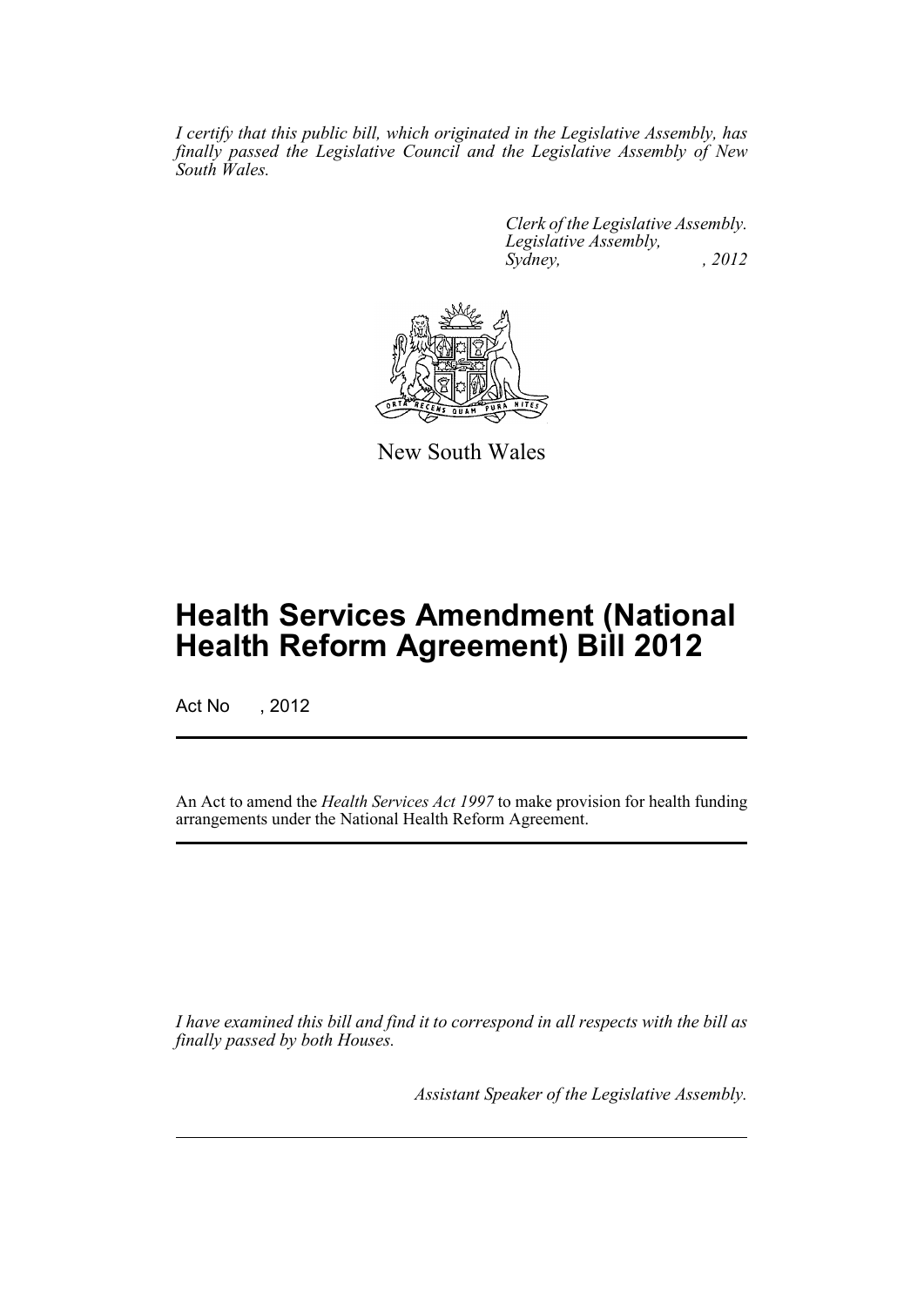*I certify that this public bill, which originated in the Legislative Assembly, has finally passed the Legislative Council and the Legislative Assembly of New South Wales.*

*Clerk of the Legislative Assembly.*
*Legislative Assembly,*
*Sydney, , 2012*

New South Wales

# Health Services Amendment (National Health Reform Agreement) Bill 2012

Act No , 2012

An Act to amend the *Health Services Act 1997* to make provision for health funding arrangements under the National Health Reform Agreement.

*I have examined this bill and find it to correspond in all respects with the bill as finally passed by both Houses.*

*Assistant Speaker of the Legislative Assembly.*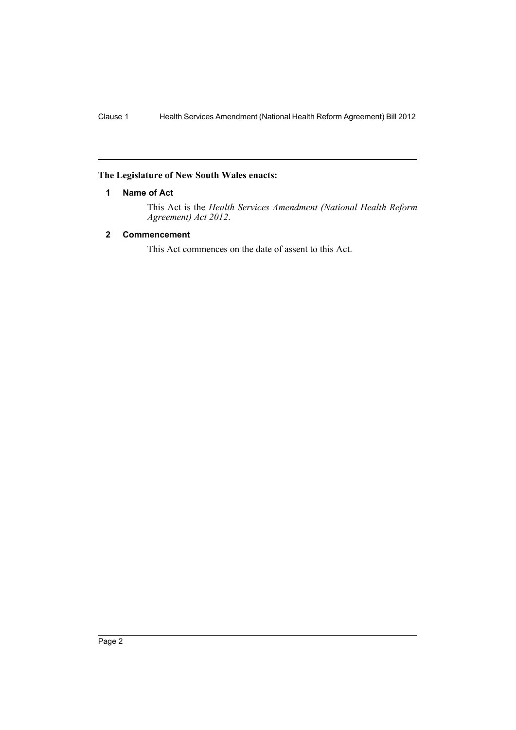**The Legislature of New South Wales enacts:**

## 1 Name of Act

This Act is the *Health Services Amendment (National Health Reform Agreement) Act 2012*.

## 2 Commencement

This Act commences on the date of assent to this Act.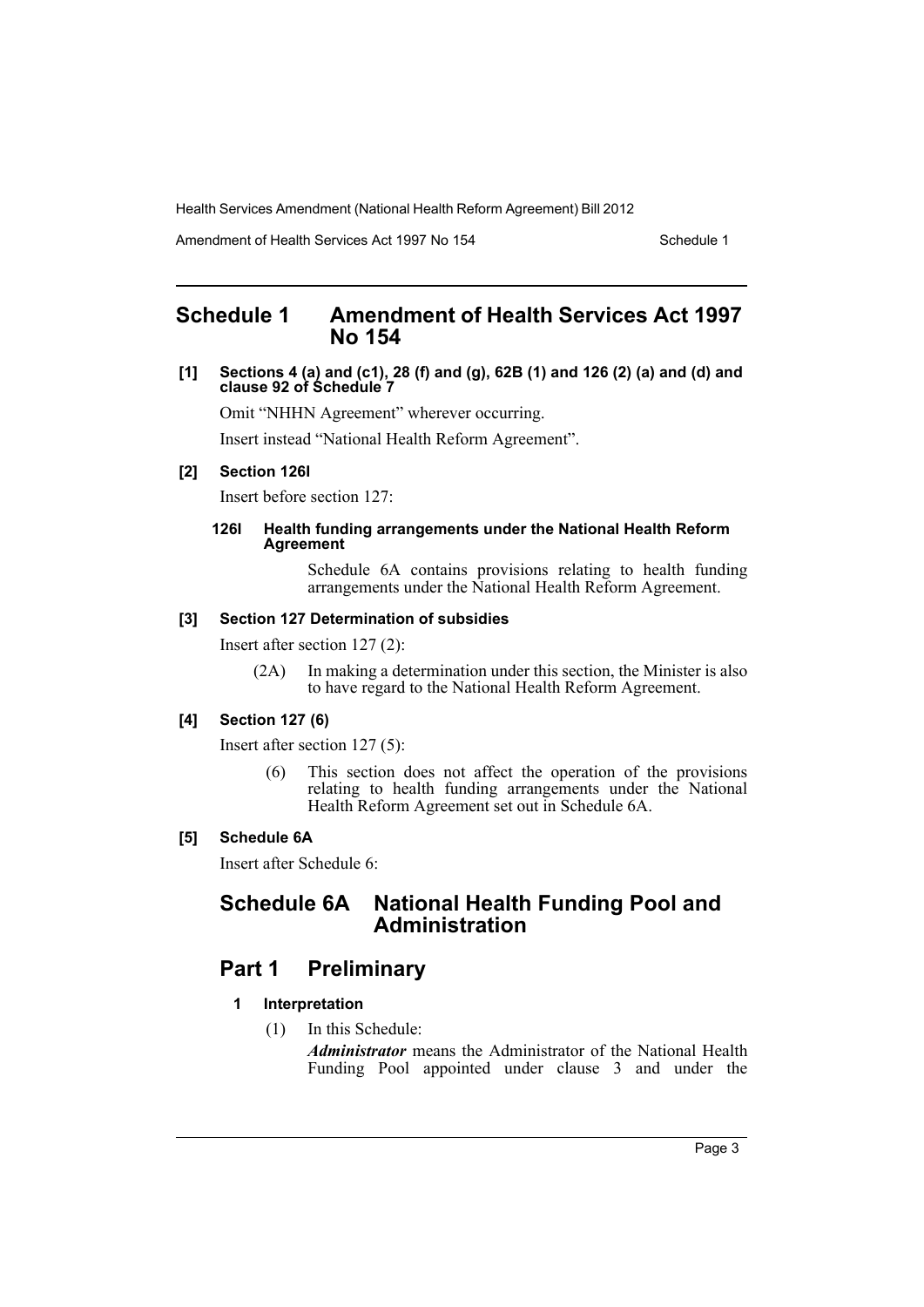# Schedule 1 Amendment of Health Services Act 1997 No 154

**[1] Sections 4 (a) and (c1), 28 (f) and (g), 62B (1) and 126 (2) (a) and (d) and clause 92 of Schedule 7**

Omit "NHHN Agreement" wherever occurring.

Insert instead "National Health Reform Agreement".

**[2] Section 126I**

Insert before section 127:

**126I Health funding arrangements under the National Health Reform Agreement**

Schedule 6A contains provisions relating to health funding arrangements under the National Health Reform Agreement.

**[3] Section 127 Determination of subsidies**

Insert after section 127 (2):

(2A) In making a determination under this section, the Minister is also to have regard to the National Health Reform Agreement.

**[4] Section 127 (6)**

Insert after section 127 (5):

(6) This section does not affect the operation of the provisions relating to health funding arrangements under the National Health Reform Agreement set out in Schedule 6A.

**[5] Schedule 6A**

Insert after Schedule 6:

## Schedule 6A National Health Funding Pool and Administration

## Part 1 Preliminary

### 1 Interpretation

(1) In this Schedule:

***Administrator*** means the Administrator of the National Health Funding Pool appointed under clause 3 and under the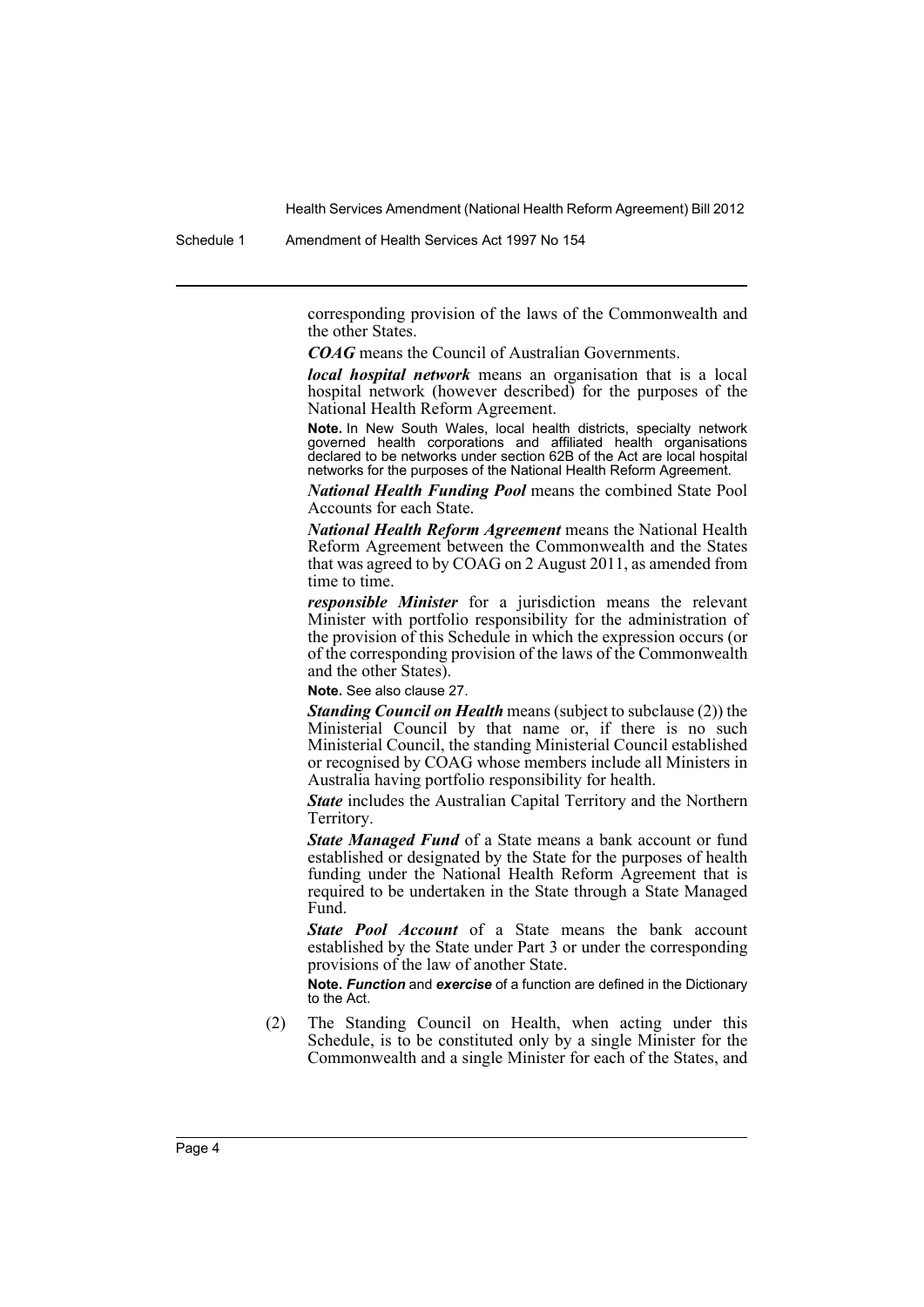corresponding provision of the laws of the Commonwealth and the other States.

***COAG*** means the Council of Australian Governments.

***local hospital network*** means an organisation that is a local hospital network (however described) for the purposes of the National Health Reform Agreement.

**Note.** In New South Wales, local health districts, specialty network governed health corporations and affiliated health organisations declared to be networks under section 62B of the Act are local hospital networks for the purposes of the National Health Reform Agreement.

***National Health Funding Pool*** means the combined State Pool Accounts for each State.

***National Health Reform Agreement*** means the National Health Reform Agreement between the Commonwealth and the States that was agreed to by COAG on 2 August 2011, as amended from time to time.

***responsible Minister*** for a jurisdiction means the relevant Minister with portfolio responsibility for the administration of the provision of this Schedule in which the expression occurs (or of the corresponding provision of the laws of the Commonwealth and the other States).

**Note.** See also clause 27.

***Standing Council on Health*** means (subject to subclause (2)) the Ministerial Council by that name or, if there is no such Ministerial Council, the standing Ministerial Council established or recognised by COAG whose members include all Ministers in Australia having portfolio responsibility for health.

***State*** includes the Australian Capital Territory and the Northern Territory.

***State Managed Fund*** of a State means a bank account or fund established or designated by the State for the purposes of health funding under the National Health Reform Agreement that is required to be undertaken in the State through a State Managed Fund.

***State Pool Account*** of a State means the bank account established by the State under Part 3 or under the corresponding provisions of the law of another State.

**Note.** ***Function*** and ***exercise*** of a function are defined in the Dictionary to the Act.

(2) The Standing Council on Health, when acting under this Schedule, is to be constituted only by a single Minister for the Commonwealth and a single Minister for each of the States, and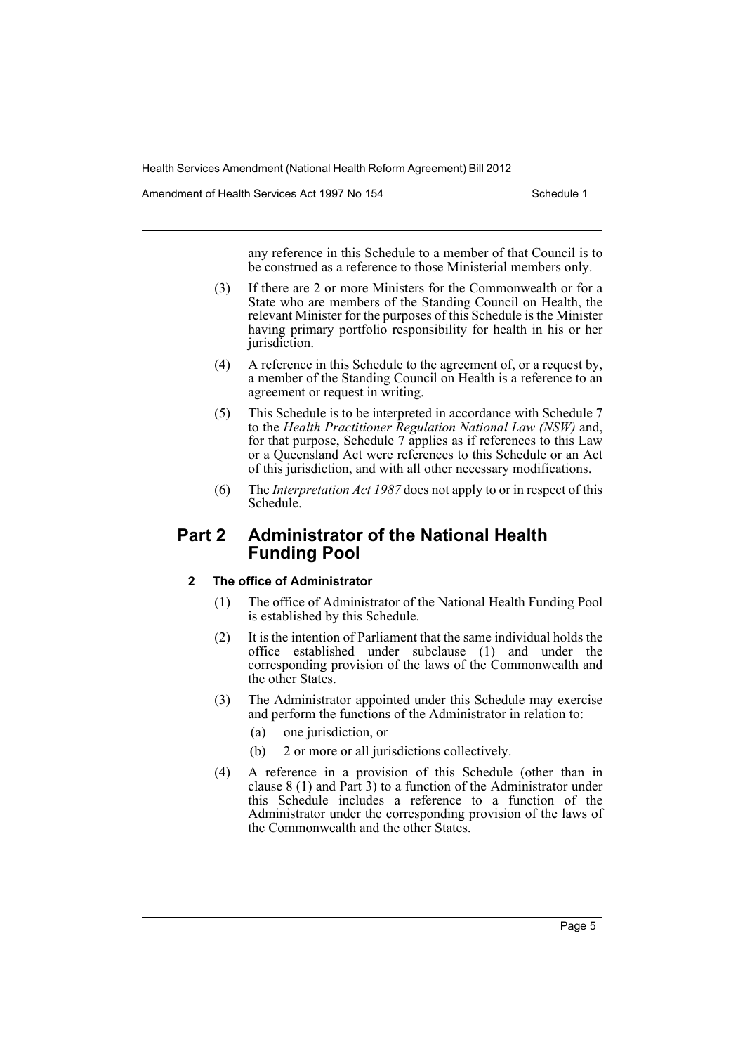any reference in this Schedule to a member of that Council is to be construed as a reference to those Ministerial members only.

(3) If there are 2 or more Ministers for the Commonwealth or for a State who are members of the Standing Council on Health, the relevant Minister for the purposes of this Schedule is the Minister having primary portfolio responsibility for health in his or her jurisdiction.

(4) A reference in this Schedule to the agreement of, or a request by, a member of the Standing Council on Health is a reference to an agreement or request in writing.

(5) This Schedule is to be interpreted in accordance with Schedule 7 to the *Health Practitioner Regulation National Law (NSW)* and, for that purpose, Schedule 7 applies as if references to this Law or a Queensland Act were references to this Schedule or an Act of this jurisdiction, and with all other necessary modifications.

(6) The *Interpretation Act 1987* does not apply to or in respect of this Schedule.

## Part 2 Administrator of the National Health Funding Pool

### 2 The office of Administrator

(1) The office of Administrator of the National Health Funding Pool is established by this Schedule.

(2) It is the intention of Parliament that the same individual holds the office established under subclause (1) and under the corresponding provision of the laws of the Commonwealth and the other States.

(3) The Administrator appointed under this Schedule may exercise and perform the functions of the Administrator in relation to:

(a) one jurisdiction, or

(b) 2 or more or all jurisdictions collectively.

(4) A reference in a provision of this Schedule (other than in clause 8 (1) and Part 3) to a function of the Administrator under this Schedule includes a reference to a function of the Administrator under the corresponding provision of the laws of the Commonwealth and the other States.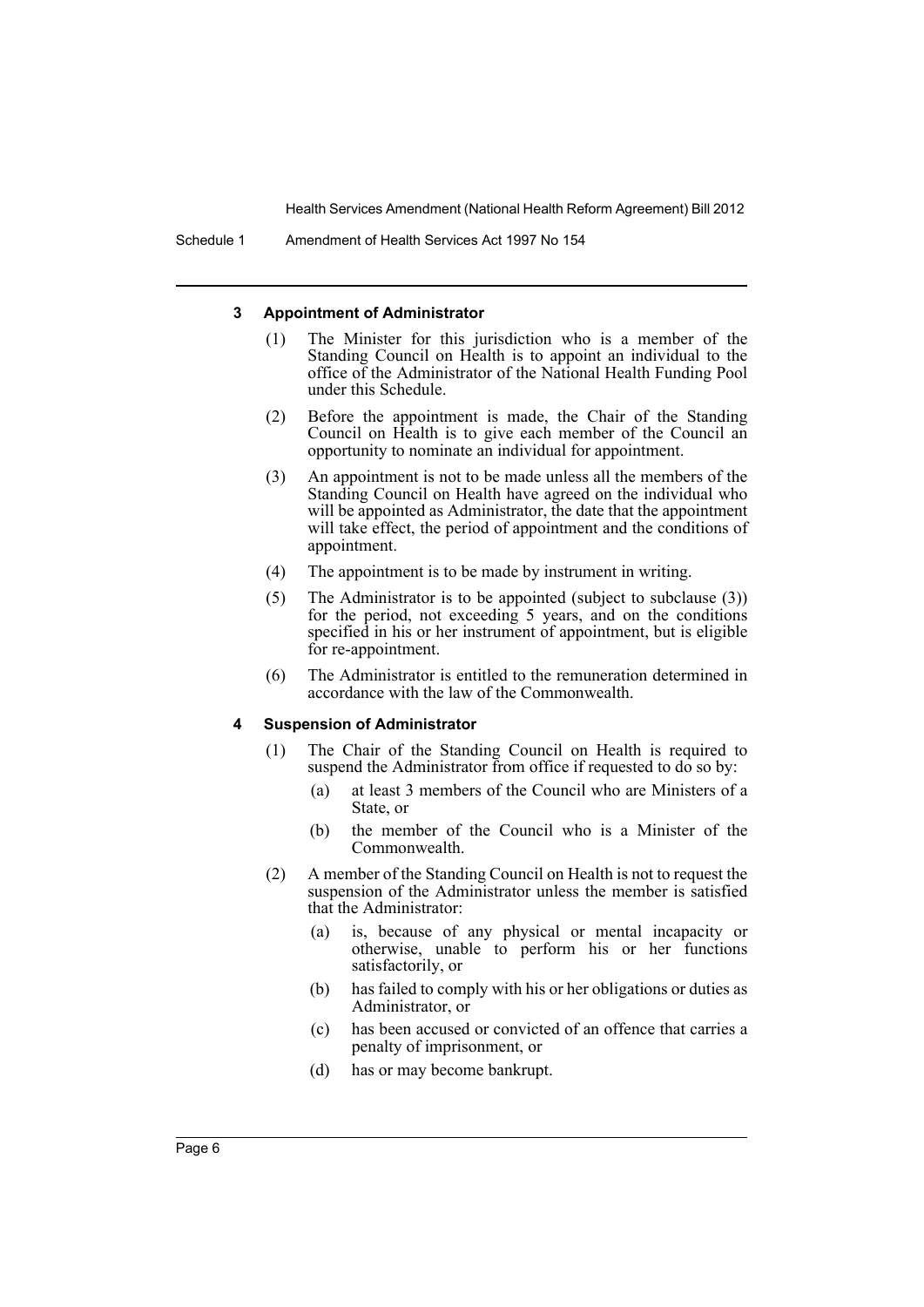#### 3 Appointment of Administrator

(1) The Minister for this jurisdiction who is a member of the Standing Council on Health is to appoint an individual to the office of the Administrator of the National Health Funding Pool under this Schedule.

(2) Before the appointment is made, the Chair of the Standing Council on Health is to give each member of the Council an opportunity to nominate an individual for appointment.

(3) An appointment is not to be made unless all the members of the Standing Council on Health have agreed on the individual who will be appointed as Administrator, the date that the appointment will take effect, the period of appointment and the conditions of appointment.

(4) The appointment is to be made by instrument in writing.

(5) The Administrator is to be appointed (subject to subclause (3)) for the period, not exceeding 5 years, and on the conditions specified in his or her instrument of appointment, but is eligible for re-appointment.

(6) The Administrator is entitled to the remuneration determined in accordance with the law of the Commonwealth.

#### 4 Suspension of Administrator

(1) The Chair of the Standing Council on Health is required to suspend the Administrator from office if requested to do so by:

- (a) at least 3 members of the Council who are Ministers of a State, or
- (b) the member of the Council who is a Minister of the Commonwealth.

(2) A member of the Standing Council on Health is not to request the suspension of the Administrator unless the member is satisfied that the Administrator:

- (a) is, because of any physical or mental incapacity or otherwise, unable to perform his or her functions satisfactorily, or
- (b) has failed to comply with his or her obligations or duties as Administrator, or
- (c) has been accused or convicted of an offence that carries a penalty of imprisonment, or
- (d) has or may become bankrupt.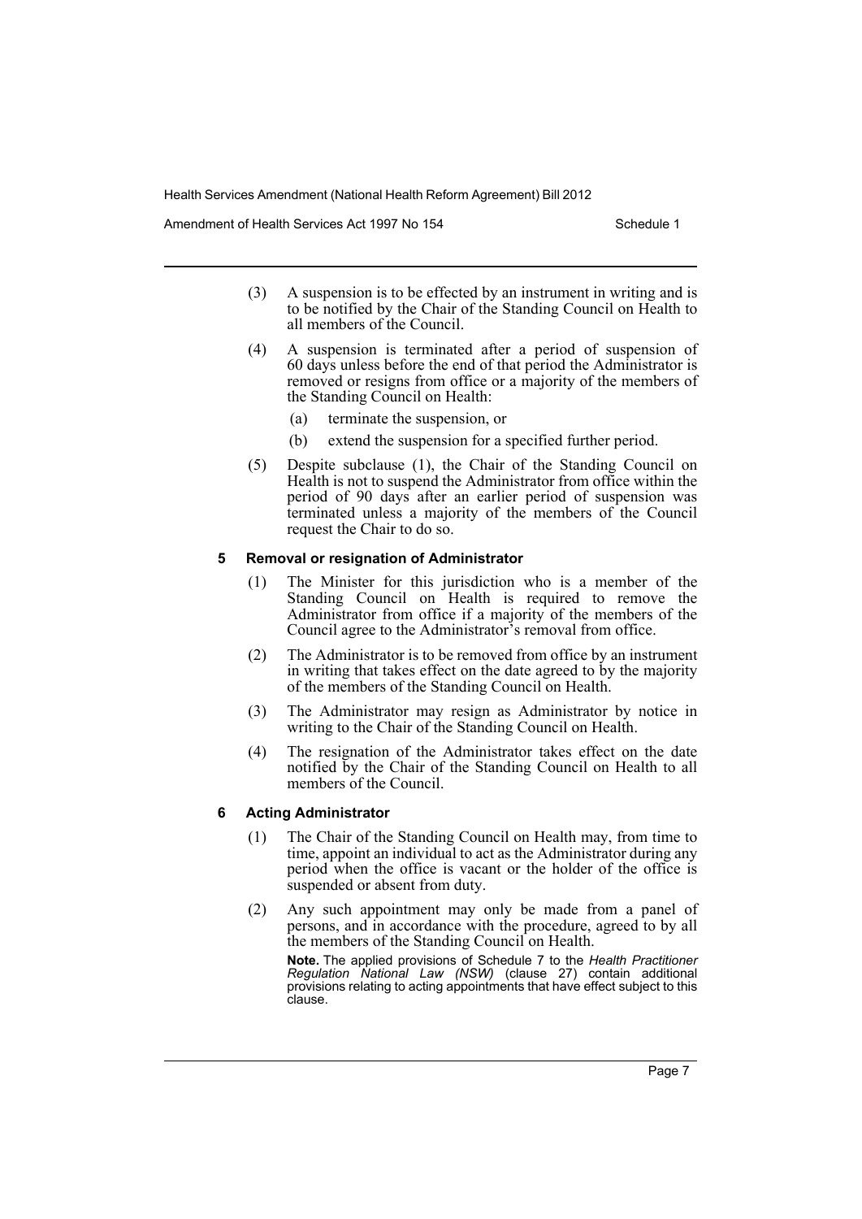(3) A suspension is to be effected by an instrument in writing and is to be notified by the Chair of the Standing Council on Health to all members of the Council.

(4) A suspension is terminated after a period of suspension of 60 days unless before the end of that period the Administrator is removed or resigns from office or a majority of the members of the Standing Council on Health:

(a) terminate the suspension, or

(b) extend the suspension for a specified further period.

(5) Despite subclause (1), the Chair of the Standing Council on Health is not to suspend the Administrator from office within the period of 90 days after an earlier period of suspension was terminated unless a majority of the members of the Council request the Chair to do so.

#### 5 Removal or resignation of Administrator

(1) The Minister for this jurisdiction who is a member of the Standing Council on Health is required to remove the Administrator from office if a majority of the members of the Council agree to the Administrator's removal from office.

(2) The Administrator is to be removed from office by an instrument in writing that takes effect on the date agreed to by the majority of the members of the Standing Council on Health.

(3) The Administrator may resign as Administrator by notice in writing to the Chair of the Standing Council on Health.

(4) The resignation of the Administrator takes effect on the date notified by the Chair of the Standing Council on Health to all members of the Council.

#### 6 Acting Administrator

(1) The Chair of the Standing Council on Health may, from time to time, appoint an individual to act as the Administrator during any period when the office is vacant or the holder of the office is suspended or absent from duty.

(2) Any such appointment may only be made from a panel of persons, and in accordance with the procedure, agreed to by all the members of the Standing Council on Health.

**Note.** The applied provisions of Schedule 7 to the *Health Practitioner Regulation National Law (NSW)* (clause 27) contain additional provisions relating to acting appointments that have effect subject to this clause.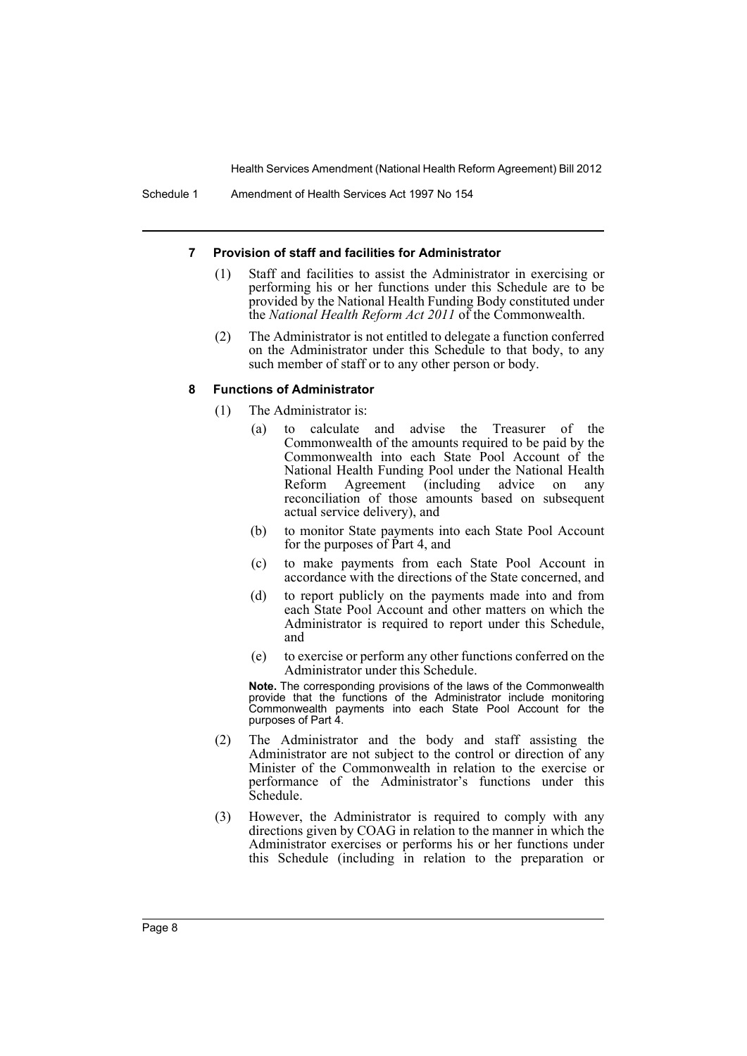#### 7 Provision of staff and facilities for Administrator

(1) Staff and facilities to assist the Administrator in exercising or performing his or her functions under this Schedule are to be provided by the National Health Funding Body constituted under the *National Health Reform Act 2011* of the Commonwealth.

(2) The Administrator is not entitled to delegate a function conferred on the Administrator under this Schedule to that body, to any such member of staff or to any other person or body.

#### 8 Functions of Administrator

(1) The Administrator is:

(a) to calculate and advise the Treasurer of the Commonwealth of the amounts required to be paid by the Commonwealth into each State Pool Account of the National Health Funding Pool under the National Health Reform Agreement (including advice on any reconciliation of those amounts based on subsequent actual service delivery), and

(b) to monitor State payments into each State Pool Account for the purposes of Part 4, and

(c) to make payments from each State Pool Account in accordance with the directions of the State concerned, and

(d) to report publicly on the payments made into and from each State Pool Account and other matters on which the Administrator is required to report under this Schedule, and

(e) to exercise or perform any other functions conferred on the Administrator under this Schedule.

**Note.** The corresponding provisions of the laws of the Commonwealth provide that the functions of the Administrator include monitoring Commonwealth payments into each State Pool Account for the purposes of Part 4.

(2) The Administrator and the body and staff assisting the Administrator are not subject to the control or direction of any Minister of the Commonwealth in relation to the exercise or performance of the Administrator's functions under this Schedule.

(3) However, the Administrator is required to comply with any directions given by COAG in relation to the manner in which the Administrator exercises or performs his or her functions under this Schedule (including in relation to the preparation or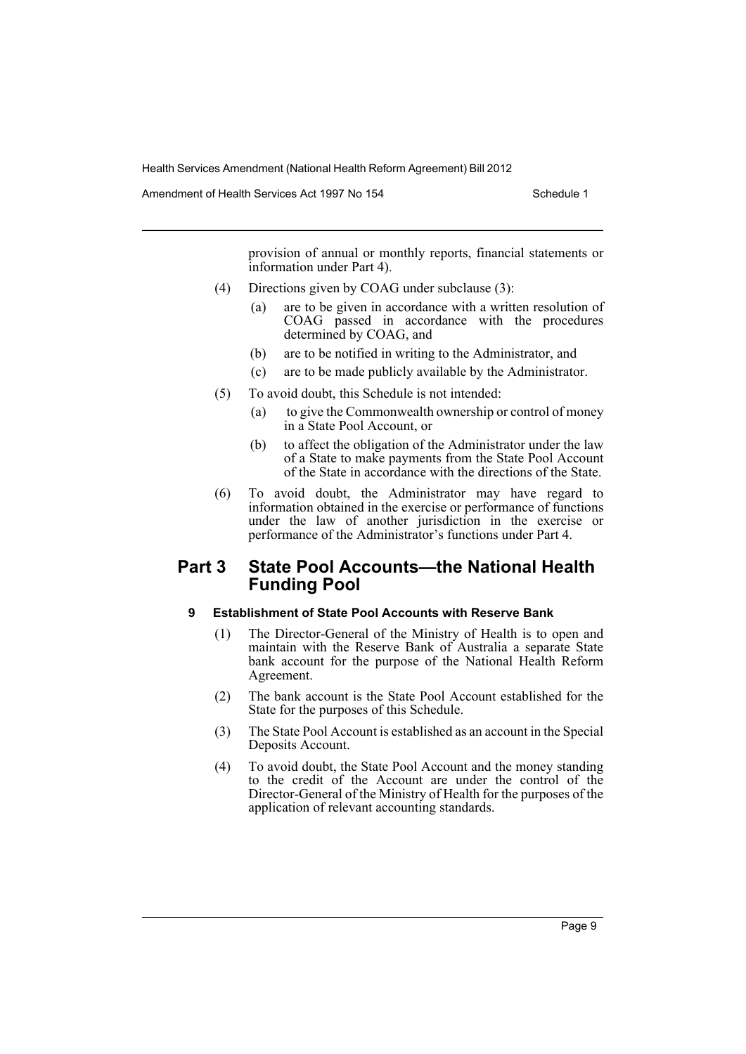provision of annual or monthly reports, financial statements or information under Part 4).

(4) Directions given by COAG under subclause (3):

(a) are to be given in accordance with a written resolution of COAG passed in accordance with the procedures determined by COAG, and

(b) are to be notified in writing to the Administrator, and

(c) are to be made publicly available by the Administrator.

(5) To avoid doubt, this Schedule is not intended:

(a) to give the Commonwealth ownership or control of money in a State Pool Account, or

(b) to affect the obligation of the Administrator under the law of a State to make payments from the State Pool Account of the State in accordance with the directions of the State.

(6) To avoid doubt, the Administrator may have regard to information obtained in the exercise or performance of functions under the law of another jurisdiction in the exercise or performance of the Administrator's functions under Part 4.

## Part 3 State Pool Accounts—the National Health Funding Pool

### 9 Establishment of State Pool Accounts with Reserve Bank

(1) The Director-General of the Ministry of Health is to open and maintain with the Reserve Bank of Australia a separate State bank account for the purpose of the National Health Reform Agreement.

(2) The bank account is the State Pool Account established for the State for the purposes of this Schedule.

(3) The State Pool Account is established as an account in the Special Deposits Account.

(4) To avoid doubt, the State Pool Account and the money standing to the credit of the Account are under the control of the Director-General of the Ministry of Health for the purposes of the application of relevant accounting standards.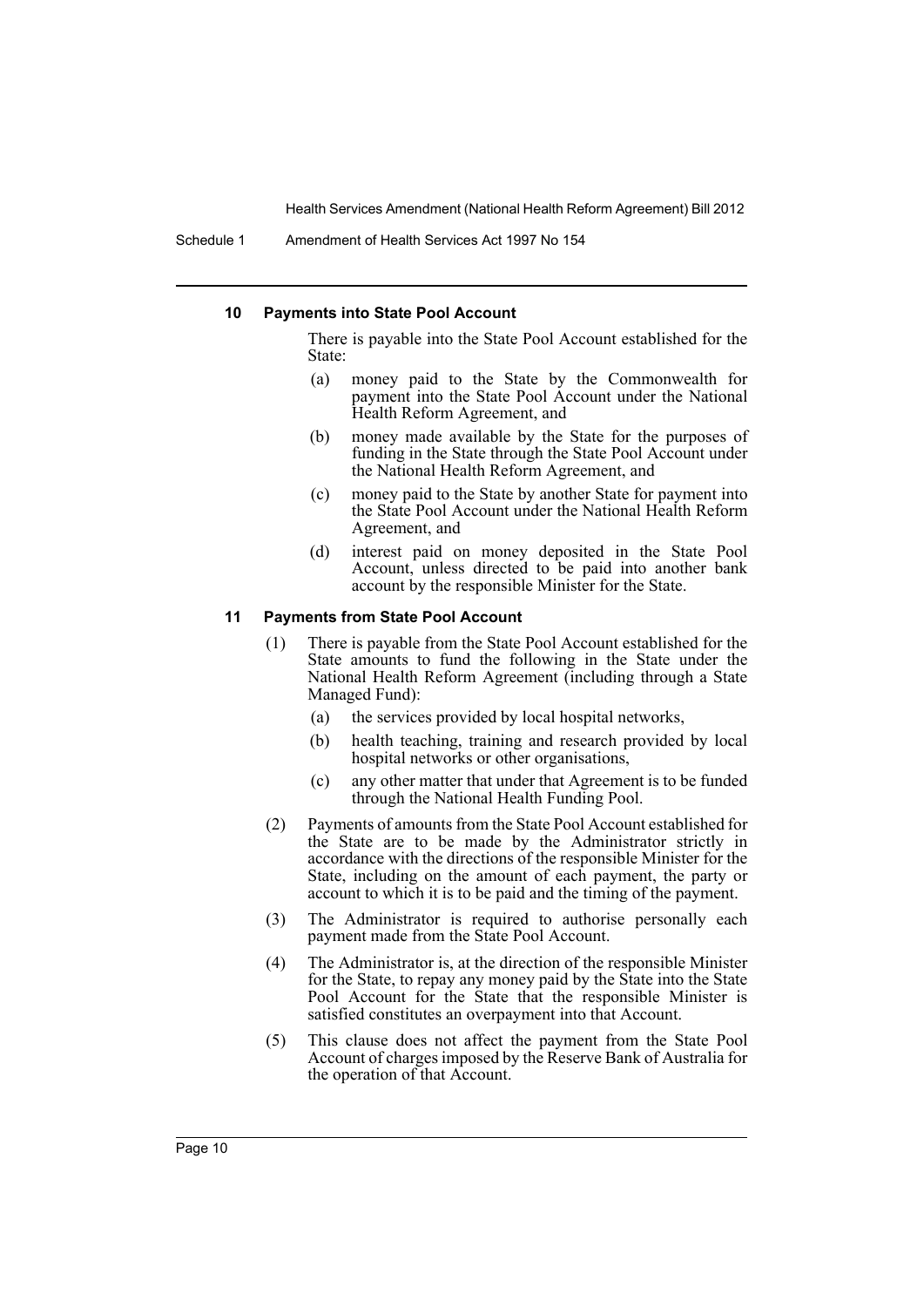#### 10 Payments into State Pool Account

There is payable into the State Pool Account established for the State:

(a) money paid to the State by the Commonwealth for payment into the State Pool Account under the National Health Reform Agreement, and

(b) money made available by the State for the purposes of funding in the State through the State Pool Account under the National Health Reform Agreement, and

(c) money paid to the State by another State for payment into the State Pool Account under the National Health Reform Agreement, and

(d) interest paid on money deposited in the State Pool Account, unless directed to be paid into another bank account by the responsible Minister for the State.

#### 11 Payments from State Pool Account

(1) There is payable from the State Pool Account established for the State amounts to fund the following in the State under the National Health Reform Agreement (including through a State Managed Fund):

(a) the services provided by local hospital networks,

(b) health teaching, training and research provided by local hospital networks or other organisations,

(c) any other matter that under that Agreement is to be funded through the National Health Funding Pool.

(2) Payments of amounts from the State Pool Account established for the State are to be made by the Administrator strictly in accordance with the directions of the responsible Minister for the State, including on the amount of each payment, the party or account to which it is to be paid and the timing of the payment.

(3) The Administrator is required to authorise personally each payment made from the State Pool Account.

(4) The Administrator is, at the direction of the responsible Minister for the State, to repay any money paid by the State into the State Pool Account for the State that the responsible Minister is satisfied constitutes an overpayment into that Account.

(5) This clause does not affect the payment from the State Pool Account of charges imposed by the Reserve Bank of Australia for the operation of that Account.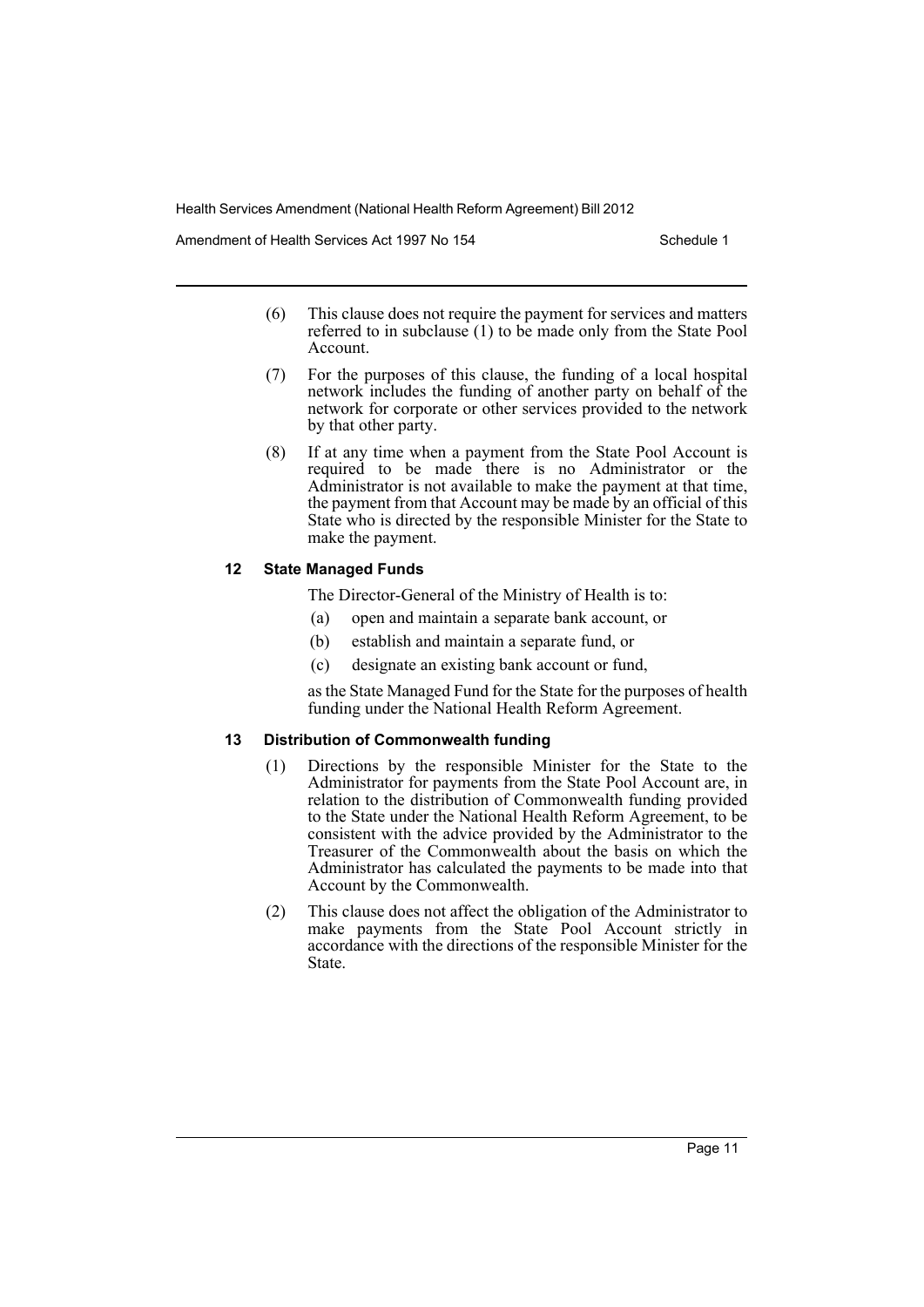(6) This clause does not require the payment for services and matters referred to in subclause (1) to be made only from the State Pool Account.

(7) For the purposes of this clause, the funding of a local hospital network includes the funding of another party on behalf of the network for corporate or other services provided to the network by that other party.

(8) If at any time when a payment from the State Pool Account is required to be made there is no Administrator or the Administrator is not available to make the payment at that time, the payment from that Account may be made by an official of this State who is directed by the responsible Minister for the State to make the payment.

### 12 State Managed Funds

The Director-General of the Ministry of Health is to:

(a) open and maintain a separate bank account, or

(b) establish and maintain a separate fund, or

(c) designate an existing bank account or fund,

as the State Managed Fund for the State for the purposes of health funding under the National Health Reform Agreement.

### 13 Distribution of Commonwealth funding

(1) Directions by the responsible Minister for the State to the Administrator for payments from the State Pool Account are, in relation to the distribution of Commonwealth funding provided to the State under the National Health Reform Agreement, to be consistent with the advice provided by the Administrator to the Treasurer of the Commonwealth about the basis on which the Administrator has calculated the payments to be made into that Account by the Commonwealth.

(2) This clause does not affect the obligation of the Administrator to make payments from the State Pool Account strictly in accordance with the directions of the responsible Minister for the State.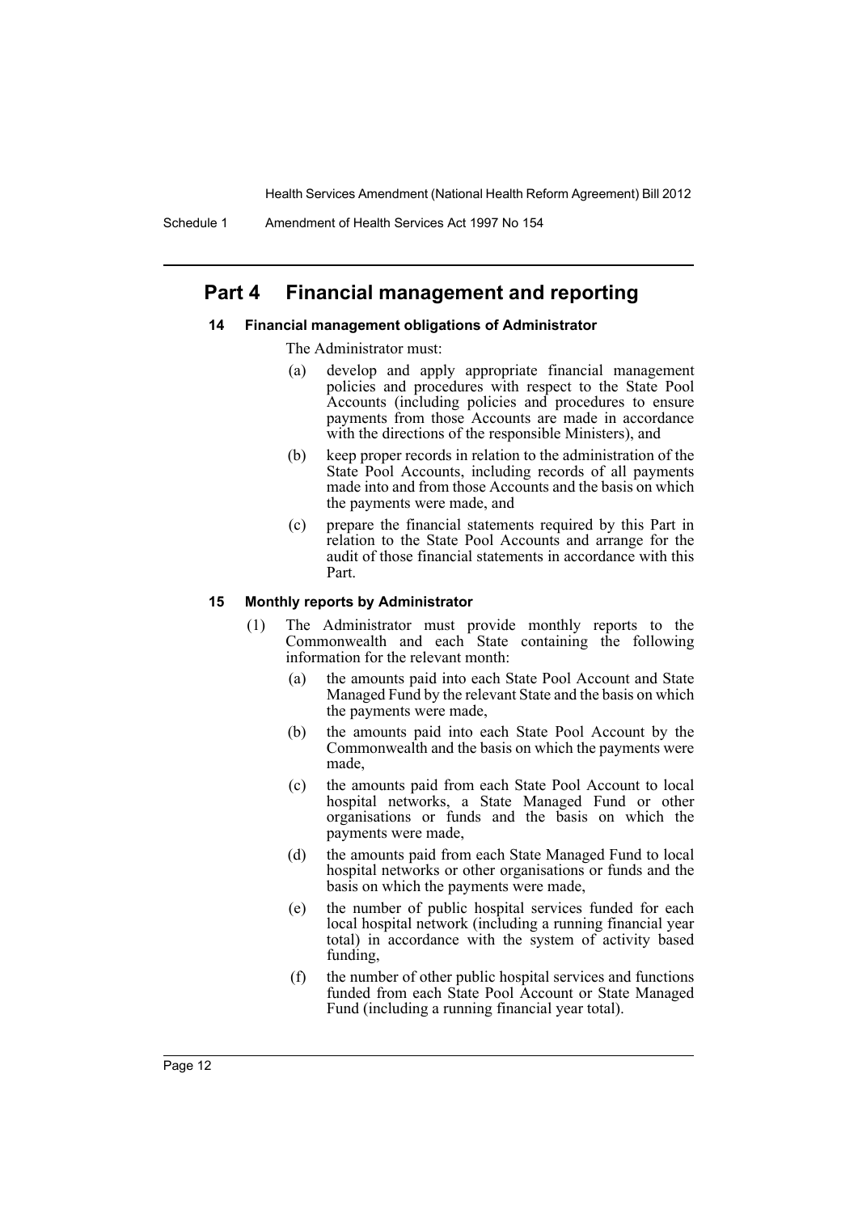## Part 4 Financial management and reporting

### 14 Financial management obligations of Administrator

The Administrator must:

- (a) develop and apply appropriate financial management policies and procedures with respect to the State Pool Accounts (including policies and procedures to ensure payments from those Accounts are made in accordance with the directions of the responsible Ministers), and
- (b) keep proper records in relation to the administration of the State Pool Accounts, including records of all payments made into and from those Accounts and the basis on which the payments were made, and
- (c) prepare the financial statements required by this Part in relation to the State Pool Accounts and arrange for the audit of those financial statements in accordance with this Part.

### 15 Monthly reports by Administrator

(1) The Administrator must provide monthly reports to the Commonwealth and each State containing the following information for the relevant month:

- (a) the amounts paid into each State Pool Account and State Managed Fund by the relevant State and the basis on which the payments were made,
- (b) the amounts paid into each State Pool Account by the Commonwealth and the basis on which the payments were made,
- (c) the amounts paid from each State Pool Account to local hospital networks, a State Managed Fund or other organisations or funds and the basis on which the payments were made,
- (d) the amounts paid from each State Managed Fund to local hospital networks or other organisations or funds and the basis on which the payments were made,
- (e) the number of public hospital services funded for each local hospital network (including a running financial year total) in accordance with the system of activity based funding,
- (f) the number of other public hospital services and functions funded from each State Pool Account or State Managed Fund (including a running financial year total).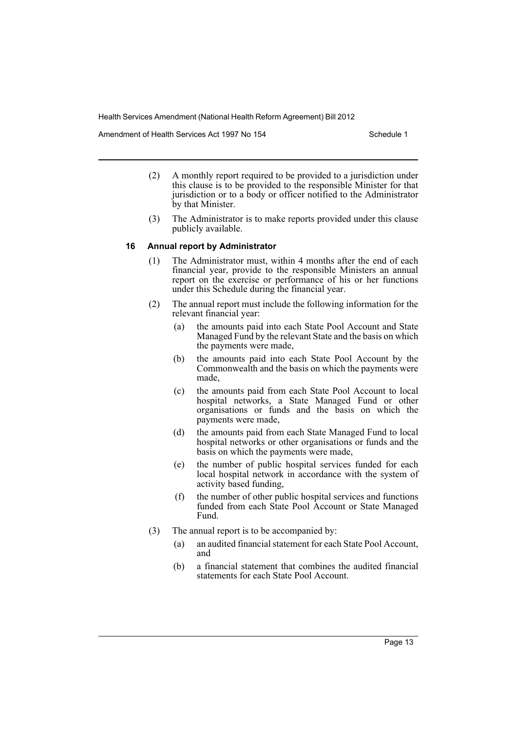(2) A monthly report required to be provided to a jurisdiction under this clause is to be provided to the responsible Minister for that jurisdiction or to a body or officer notified to the Administrator by that Minister.

(3) The Administrator is to make reports provided under this clause publicly available.

**16 Annual report by Administrator**

(1) The Administrator must, within 4 months after the end of each financial year, provide to the responsible Ministers an annual report on the exercise or performance of his or her functions under this Schedule during the financial year.

(2) The annual report must include the following information for the relevant financial year:

- (a) the amounts paid into each State Pool Account and State Managed Fund by the relevant State and the basis on which the payments were made,
- (b) the amounts paid into each State Pool Account by the Commonwealth and the basis on which the payments were made,
- (c) the amounts paid from each State Pool Account to local hospital networks, a State Managed Fund or other organisations or funds and the basis on which the payments were made,
- (d) the amounts paid from each State Managed Fund to local hospital networks or other organisations or funds and the basis on which the payments were made,
- (e) the number of public hospital services funded for each local hospital network in accordance with the system of activity based funding,
- (f) the number of other public hospital services and functions funded from each State Pool Account or State Managed Fund.

(3) The annual report is to be accompanied by:

- (a) an audited financial statement for each State Pool Account, and
- (b) a financial statement that combines the audited financial statements for each State Pool Account.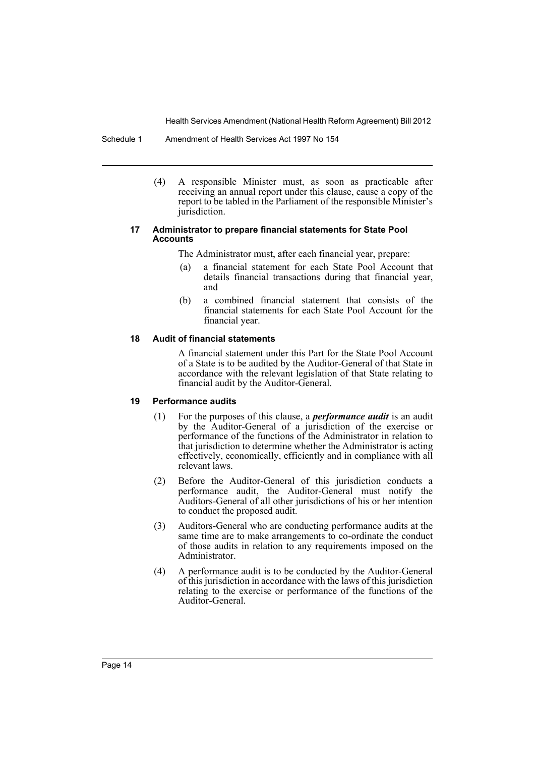(4) A responsible Minister must, as soon as practicable after receiving an annual report under this clause, cause a copy of the report to be tabled in the Parliament of the responsible Minister's jurisdiction.

#### 17 Administrator to prepare financial statements for State Pool Accounts

The Administrator must, after each financial year, prepare:

(a) a financial statement for each State Pool Account that details financial transactions during that financial year, and

(b) a combined financial statement that consists of the financial statements for each State Pool Account for the financial year.

#### 18 Audit of financial statements

A financial statement under this Part for the State Pool Account of a State is to be audited by the Auditor-General of that State in accordance with the relevant legislation of that State relating to financial audit by the Auditor-General.

#### 19 Performance audits

(1) For the purposes of this clause, a ***performance audit*** is an audit by the Auditor-General of a jurisdiction of the exercise or performance of the functions of the Administrator in relation to that jurisdiction to determine whether the Administrator is acting effectively, economically, efficiently and in compliance with all relevant laws.

(2) Before the Auditor-General of this jurisdiction conducts a performance audit, the Auditor-General must notify the Auditors-General of all other jurisdictions of his or her intention to conduct the proposed audit.

(3) Auditors-General who are conducting performance audits at the same time are to make arrangements to co-ordinate the conduct of those audits in relation to any requirements imposed on the Administrator.

(4) A performance audit is to be conducted by the Auditor-General of this jurisdiction in accordance with the laws of this jurisdiction relating to the exercise or performance of the functions of the Auditor-General.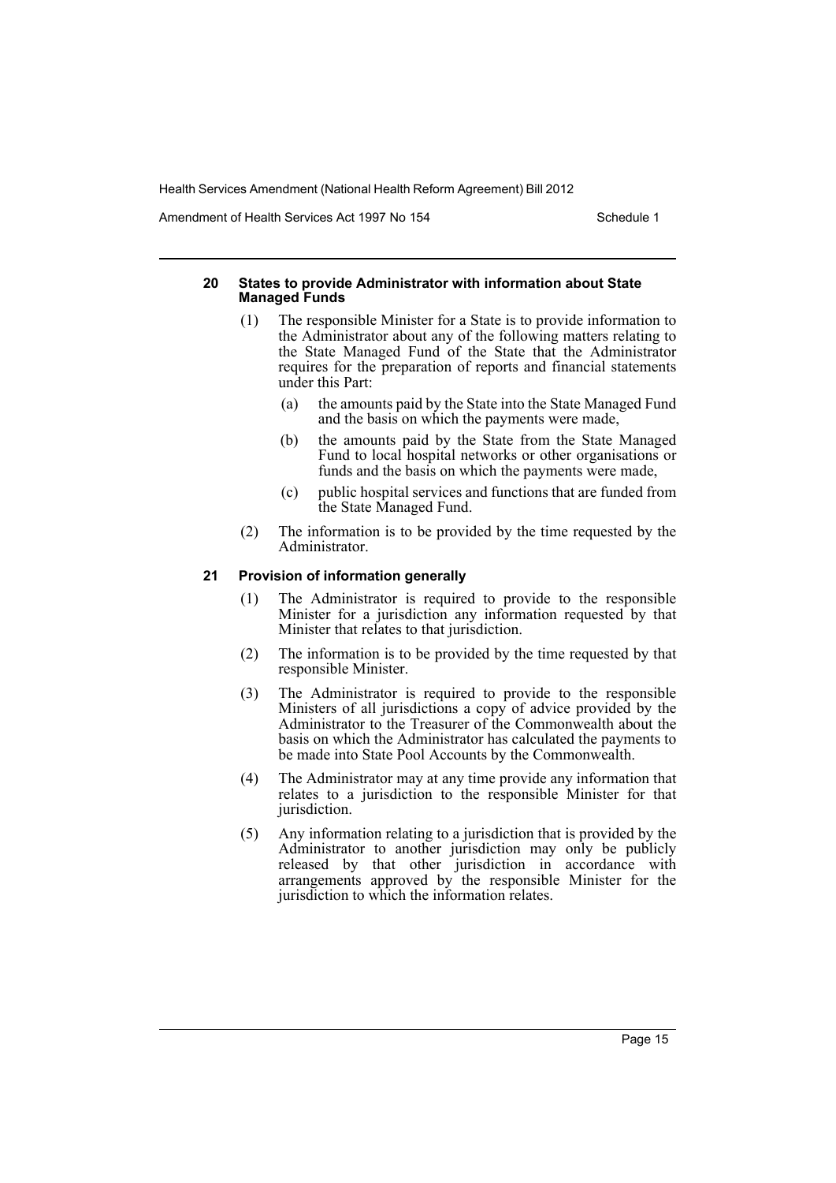#### 20 States to provide Administrator with information about State Managed Funds

(1) The responsible Minister for a State is to provide information to the Administrator about any of the following matters relating to the State Managed Fund of the State that the Administrator requires for the preparation of reports and financial statements under this Part:

(a) the amounts paid by the State into the State Managed Fund and the basis on which the payments were made,

(b) the amounts paid by the State from the State Managed Fund to local hospital networks or other organisations or funds and the basis on which the payments were made,

(c) public hospital services and functions that are funded from the State Managed Fund.

(2) The information is to be provided by the time requested by the Administrator.

#### 21 Provision of information generally

(1) The Administrator is required to provide to the responsible Minister for a jurisdiction any information requested by that Minister that relates to that jurisdiction.

(2) The information is to be provided by the time requested by that responsible Minister.

(3) The Administrator is required to provide to the responsible Ministers of all jurisdictions a copy of advice provided by the Administrator to the Treasurer of the Commonwealth about the basis on which the Administrator has calculated the payments to be made into State Pool Accounts by the Commonwealth.

(4) The Administrator may at any time provide any information that relates to a jurisdiction to the responsible Minister for that jurisdiction.

(5) Any information relating to a jurisdiction that is provided by the Administrator to another jurisdiction may only be publicly released by that other jurisdiction in accordance with arrangements approved by the responsible Minister for the jurisdiction to which the information relates.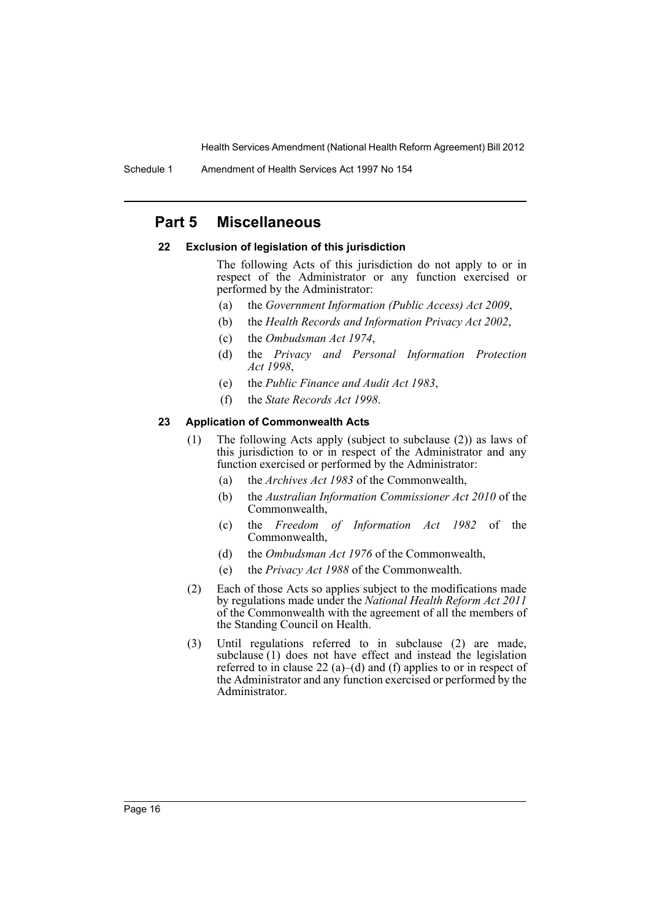## Part 5 Miscellaneous

### 22 Exclusion of legislation of this jurisdiction

The following Acts of this jurisdiction do not apply to or in respect of the Administrator or any function exercised or performed by the Administrator:

(a) the *Government Information (Public Access) Act 2009*,

(b) the *Health Records and Information Privacy Act 2002*,

(c) the *Ombudsman Act 1974*,

(d) the *Privacy and Personal Information Protection Act 1998*,

(e) the *Public Finance and Audit Act 1983*,

(f) the *State Records Act 1998*.

### 23 Application of Commonwealth Acts

(1) The following Acts apply (subject to subclause (2)) as laws of this jurisdiction to or in respect of the Administrator and any function exercised or performed by the Administrator:

(a) the *Archives Act 1983* of the Commonwealth,

(b) the *Australian Information Commissioner Act 2010* of the Commonwealth,

(c) the *Freedom of Information Act 1982* of the Commonwealth,

(d) the *Ombudsman Act 1976* of the Commonwealth,

(e) the *Privacy Act 1988* of the Commonwealth.

(2) Each of those Acts so applies subject to the modifications made by regulations made under the *National Health Reform Act 2011* of the Commonwealth with the agreement of all the members of the Standing Council on Health.

(3) Until regulations referred to in subclause (2) are made, subclause (1) does not have effect and instead the legislation referred to in clause 22 (a)–(d) and (f) applies to or in respect of the Administrator and any function exercised or performed by the Administrator.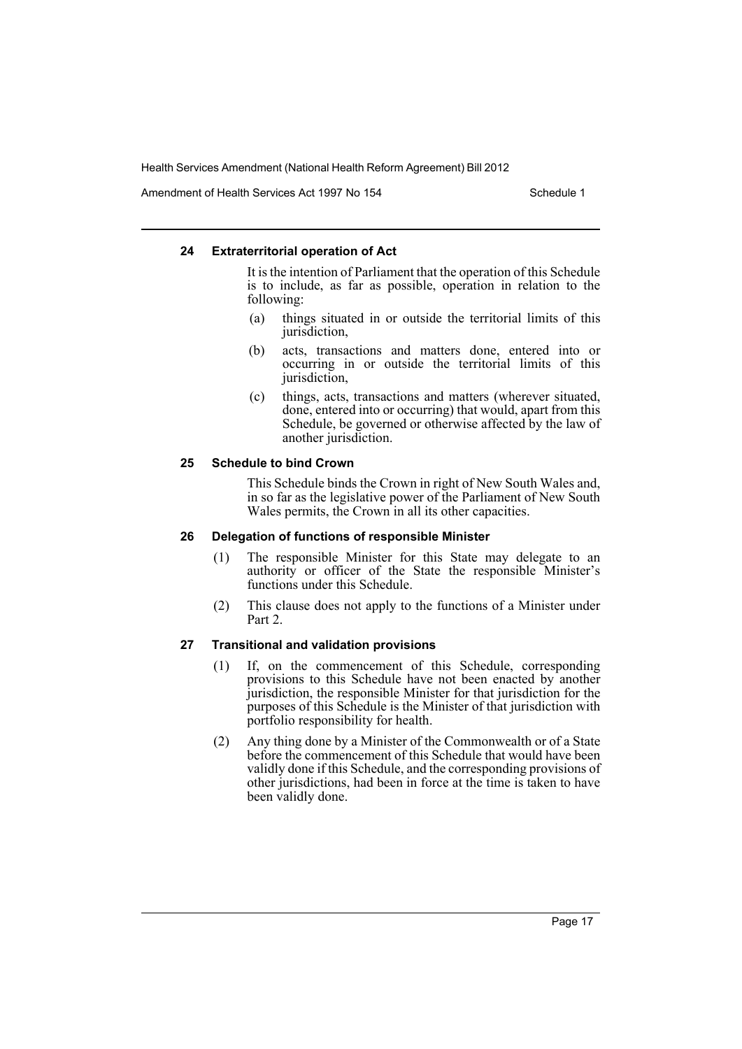#### 24 Extraterritorial operation of Act

It is the intention of Parliament that the operation of this Schedule is to include, as far as possible, operation in relation to the following:

(a) things situated in or outside the territorial limits of this jurisdiction,

(b) acts, transactions and matters done, entered into or occurring in or outside the territorial limits of this jurisdiction,

(c) things, acts, transactions and matters (wherever situated, done, entered into or occurring) that would, apart from this Schedule, be governed or otherwise affected by the law of another jurisdiction.

#### 25 Schedule to bind Crown

This Schedule binds the Crown in right of New South Wales and, in so far as the legislative power of the Parliament of New South Wales permits, the Crown in all its other capacities.

#### 26 Delegation of functions of responsible Minister

(1) The responsible Minister for this State may delegate to an authority or officer of the State the responsible Minister's functions under this Schedule.

(2) This clause does not apply to the functions of a Minister under Part 2.

#### 27 Transitional and validation provisions

(1) If, on the commencement of this Schedule, corresponding provisions to this Schedule have not been enacted by another jurisdiction, the responsible Minister for that jurisdiction for the purposes of this Schedule is the Minister of that jurisdiction with portfolio responsibility for health.

(2) Any thing done by a Minister of the Commonwealth or of a State before the commencement of this Schedule that would have been validly done if this Schedule, and the corresponding provisions of other jurisdictions, had been in force at the time is taken to have been validly done.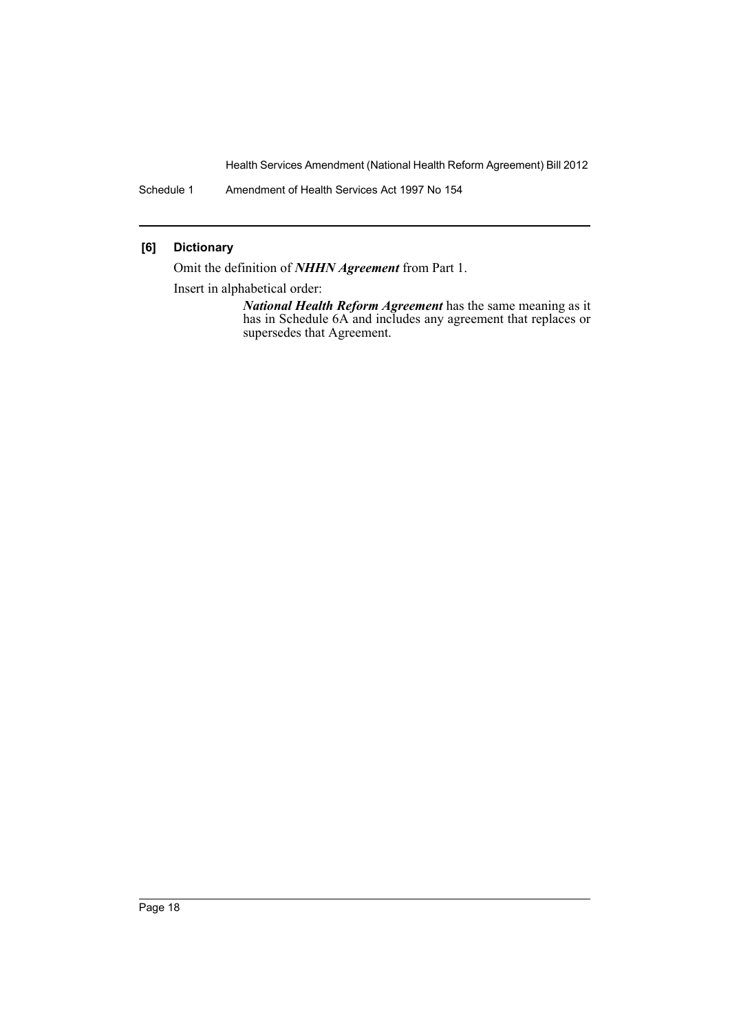### [6] Dictionary

Omit the definition of ***NHHN Agreement*** from Part 1.

Insert in alphabetical order:

> ***National Health Reform Agreement*** has the same meaning as it has in Schedule 6A and includes any agreement that replaces or supersedes that Agreement.